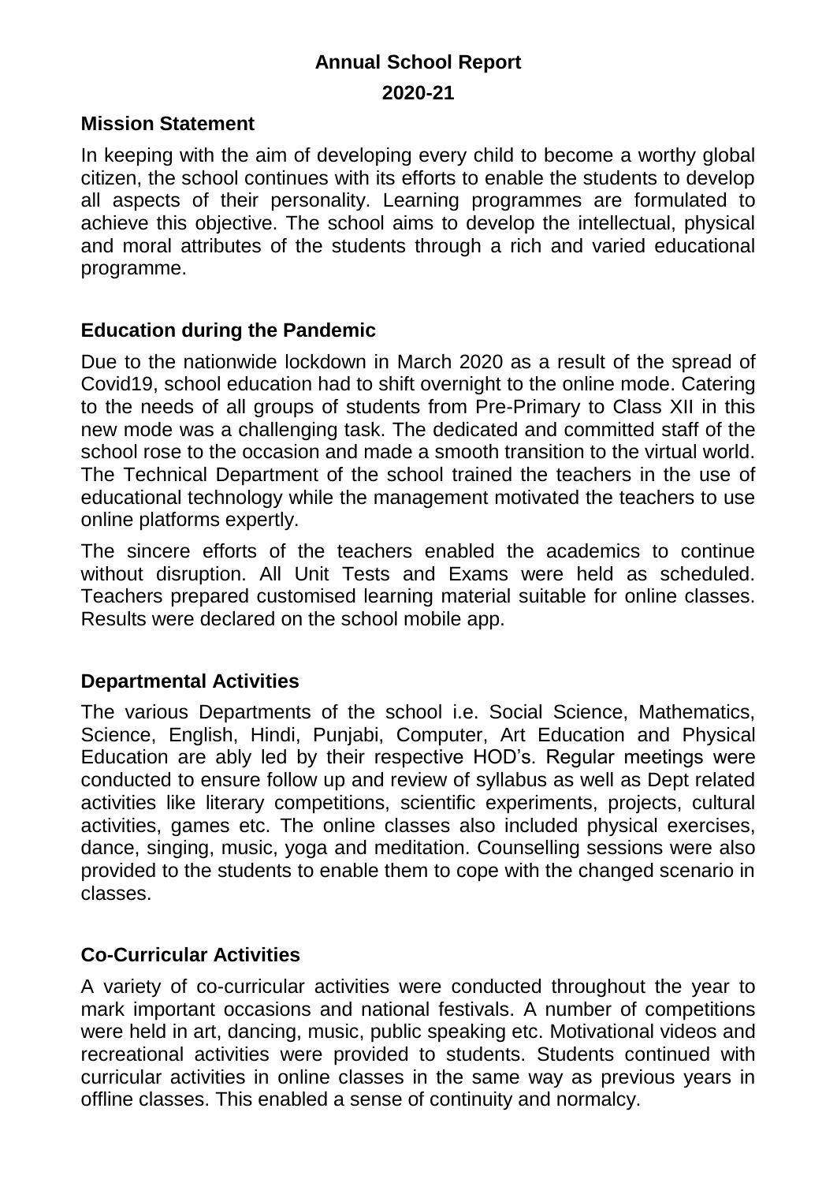# Annual School Report

## 2020-21

### Mission Statement

In keeping with the aim of developing every child to become a worthy global citizen, the school continues with its efforts to enable the students to develop all aspects of their personality. Learning programmes are formulated to achieve this objective. The school aims to develop the intellectual, physical and moral attributes of the students through a rich and varied educational programme.

### Education during the Pandemic

Due to the nationwide lockdown in March 2020 as a result of the spread of Covid19, school education had to shift overnight to the online mode. Catering to the needs of all groups of students from Pre-Primary to Class XII in this new mode was a challenging task. The dedicated and committed staff of the school rose to the occasion and made a smooth transition to the virtual world. The Technical Department of the school trained the teachers in the use of educational technology while the management motivated the teachers to use online platforms expertly.

The sincere efforts of the teachers enabled the academics to continue without disruption. All Unit Tests and Exams were held as scheduled. Teachers prepared customised learning material suitable for online classes. Results were declared on the school mobile app.

### Departmental Activities

The various Departments of the school i.e. Social Science, Mathematics, Science, English, Hindi, Punjabi, Computer, Art Education and Physical Education are ably led by their respective HOD's. Regular meetings were conducted to ensure follow up and review of syllabus as well as Dept related activities like literary competitions, scientific experiments, projects, cultural activities, games etc. The online classes also included physical exercises, dance, singing, music, yoga and meditation. Counselling sessions were also provided to the students to enable them to cope with the changed scenario in classes.

### Co-Curricular Activities

A variety of co-curricular activities were conducted throughout the year to mark important occasions and national festivals. A number of competitions were held in art, dancing, music, public speaking etc. Motivational videos and recreational activities were provided to students. Students continued with curricular activities in online classes in the same way as previous years in offline classes. This enabled a sense of continuity and normalcy.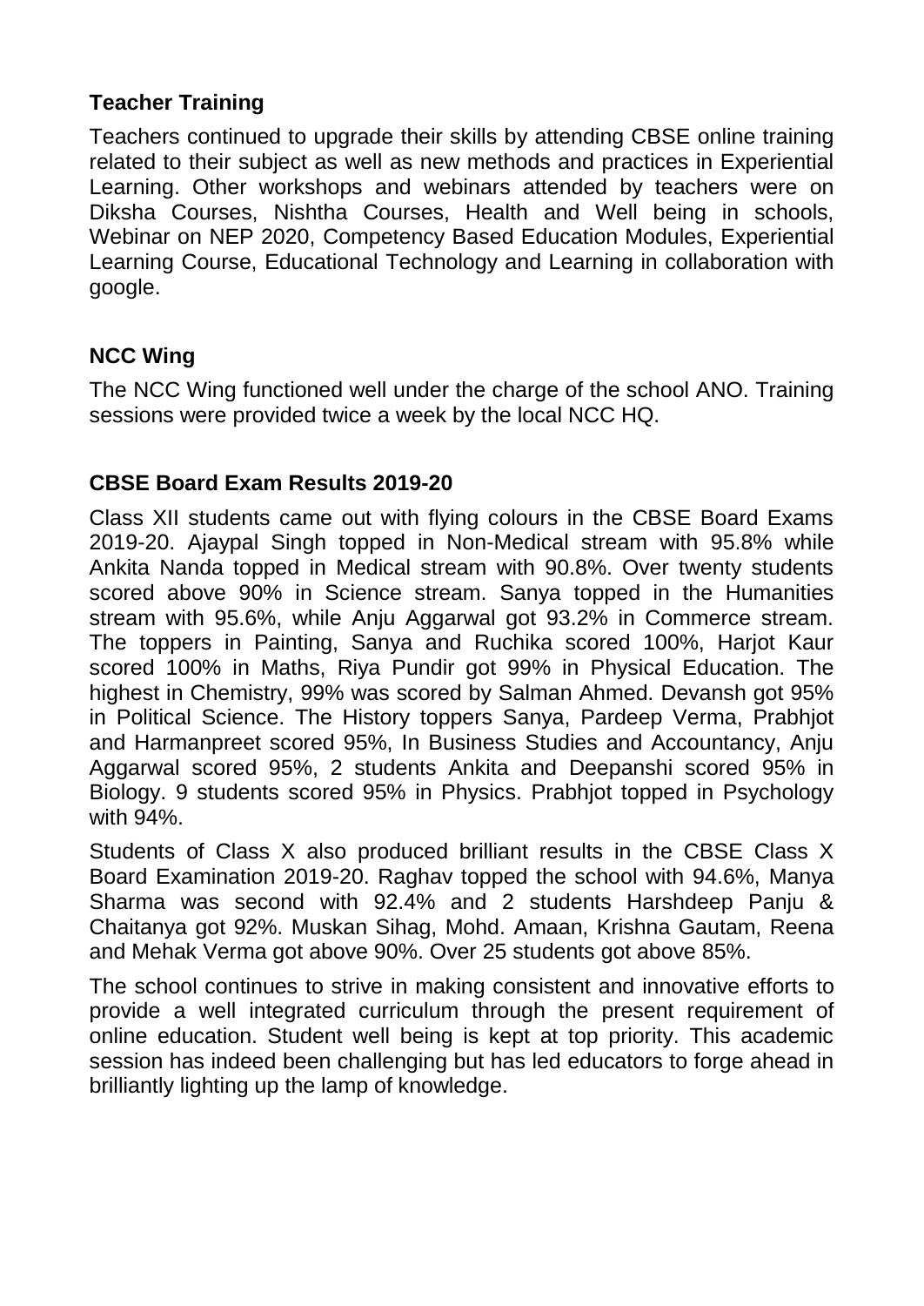### Teacher Training

Teachers continued to upgrade their skills by attending CBSE online training related to their subject as well as new methods and practices in Experiential Learning. Other workshops and webinars attended by teachers were on Diksha Courses, Nishtha Courses, Health and Well being in schools, Webinar on NEP 2020, Competency Based Education Modules, Experiential Learning Course, Educational Technology and Learning in collaboration with google.

### NCC Wing

The NCC Wing functioned well under the charge of the school ANO. Training sessions were provided twice a week by the local NCC HQ.

### CBSE Board Exam Results 2019-20

Class XII students came out with flying colours in the CBSE Board Exams 2019-20. Ajaypal Singh topped in Non-Medical stream with 95.8% while Ankita Nanda topped in Medical stream with 90.8%. Over twenty students scored above 90% in Science stream. Sanya topped in the Humanities stream with 95.6%, while Anju Aggarwal got 93.2% in Commerce stream. The toppers in Painting, Sanya and Ruchika scored 100%, Harjot Kaur scored 100% in Maths, Riya Pundir got 99% in Physical Education. The highest in Chemistry, 99% was scored by Salman Ahmed. Devansh got 95% in Political Science. The History toppers Sanya, Pardeep Verma, Prabhjot and Harmanpreet scored 95%, In Business Studies and Accountancy, Anju Aggarwal scored 95%, 2 students Ankita and Deepanshi scored 95% in Biology. 9 students scored 95% in Physics. Prabhjot topped in Psychology with 94%.

Students of Class X also produced brilliant results in the CBSE Class X Board Examination 2019-20. Raghav topped the school with 94.6%, Manya Sharma was second with 92.4% and 2 students Harshdeep Panju & Chaitanya got 92%. Muskan Sihag, Mohd. Amaan, Krishna Gautam, Reena and Mehak Verma got above 90%. Over 25 students got above 85%.

The school continues to strive in making consistent and innovative efforts to provide a well integrated curriculum through the present requirement of online education. Student well being is kept at top priority. This academic session has indeed been challenging but has led educators to forge ahead in brilliantly lighting up the lamp of knowledge.